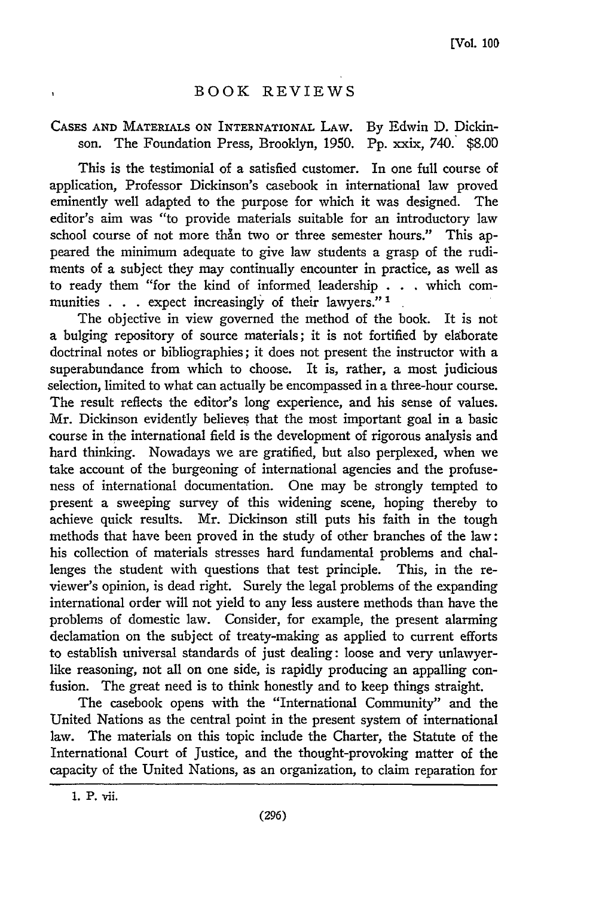# BOOK REVIEWS

CASES AND MATERIALS ON INTERNATIONAL LAW. By Edwin D. Dickinson. The Foundation Press, Brooklyn, 1950. Pp. xxix, 740. $8.00

This is the testimonial of a satisfied customer. In one full course of application, Professor Dickinson's casebook in international law proved eminently well adapted to the purpose for which it was designed. The editor's aim was "to provide materials suitable for an introductory law school course of not more than two or three semester hours." This appeared the minimum adequate to give law students a grasp of the rudiments of a subject they may continually encounter in practice, as well as to ready them "for the kind of informed leadership . . . which communities . . . expect increasingly of their lawyers." [1]

The objective in view governed the method of the book. It is not a bulging repository of source materials; it is not fortified by elaborate doctrinal notes or bibliographies; it does not present the instructor with a superabundance from which to choose. It is, rather, a most judicious selection, limited to what can actually be encompassed in a three-hour course. The result reflects the editor's long experience, and his sense of values. Mr. Dickinson evidently believes that the most important goal in a basic course in the international field is the development of rigorous analysis and hard thinking. Nowadays we are gratified, but also perplexed, when we take account of the burgeoning of international agencies and the profuseness of international documentation. One may be strongly tempted to present a sweeping survey of this widening scene, hoping thereby to achieve quick results. Mr. Dickinson still puts his faith in the tough methods that have been proved in the study of other branches of the law: his collection of materials stresses hard fundamental problems and challenges the student with questions that test principle. This, in the reviewer's opinion, is dead right. Surely the legal problems of the expanding international order will not yield to any less austere methods than have the problems of domestic law. Consider, for example, the present alarming declamation on the subject of treaty-making as applied to current efforts to establish universal standards of just dealing: loose and very unlawyerlike reasoning, not all on one side, is rapidly producing an appalling confusion. The great need is to think honestly and to keep things straight.

The casebook opens with the "International Community" and the United Nations as the central point in the present system of international law. The materials on this topic include the Charter, the Statute of the International Court of Justice, and the thought-provoking matter of the capacity of the United Nations, as an organization, to claim reparation for

1. P. vii.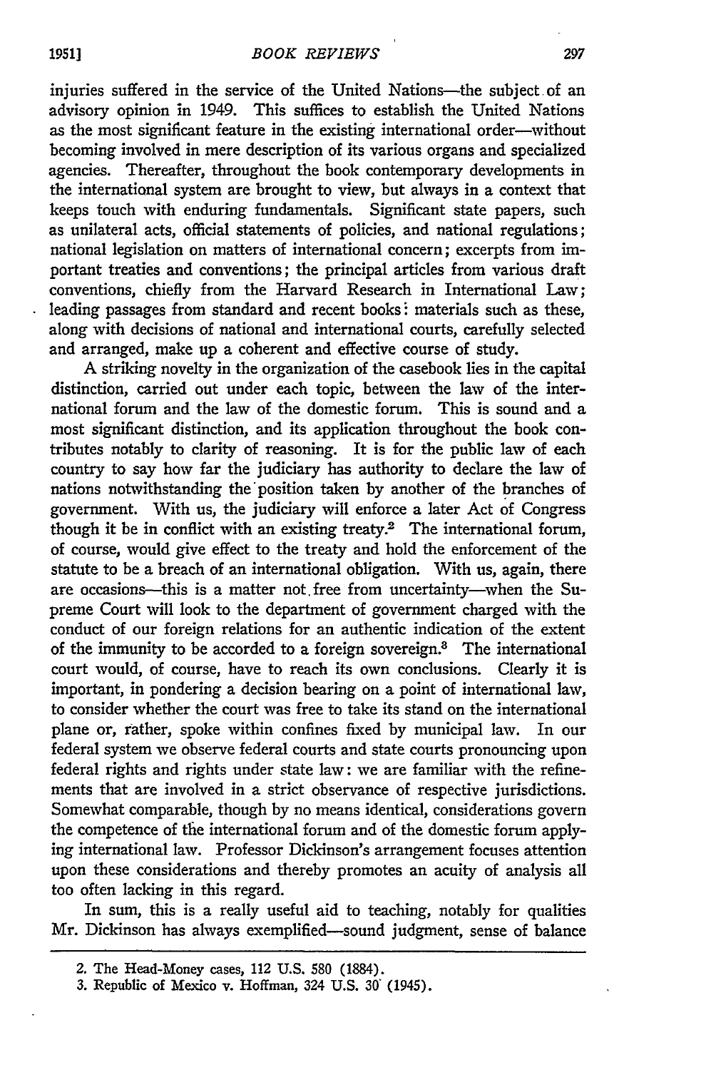injuries suffered in the service of the United Nations—the subject of an advisory opinion in 1949. This suffices to establish the United Nations as the most significant feature in the existing international order—without becoming involved in mere description of its various organs and specialized agencies. Thereafter, throughout the book contemporary developments in the international system are brought to view, but always in a context that keeps touch with enduring fundamentals. Significant state papers, such as unilateral acts, official statements of policies, and national regulations; national legislation on matters of international concern; excerpts from important treaties and conventions; the principal articles from various draft conventions, chiefly from the Harvard Research in International Law; leading passages from standard and recent books: materials such as these, along with decisions of national and international courts, carefully selected and arranged, make up a coherent and effective course of study.

A striking novelty in the organization of the casebook lies in the capital distinction, carried out under each topic, between the law of the international forum and the law of the domestic forum. This is sound and a most significant distinction, and its application throughout the book contributes notably to clarity of reasoning. It is for the public law of each country to say how far the judiciary has authority to declare the law of nations notwithstanding the position taken by another of the branches of government. With us, the judiciary will enforce a later Act of Congress though it be in conflict with an existing treaty.[2] The international forum, of course, would give effect to the treaty and hold the enforcement of the statute to be a breach of an international obligation. With us, again, there are occasions—this is a matter not free from uncertainty—when the Supreme Court will look to the department of government charged with the conduct of our foreign relations for an authentic indication of the extent of the immunity to be accorded to a foreign sovereign.[3] The international court would, of course, have to reach its own conclusions. Clearly it is important, in pondering a decision bearing on a point of international law, to consider whether the court was free to take its stand on the international plane or, rather, spoke within confines fixed by municipal law. In our federal system we observe federal courts and state courts pronouncing upon federal rights and rights under state law: we are familiar with the refinements that are involved in a strict observance of respective jurisdictions. Somewhat comparable, though by no means identical, considerations govern the competence of the international forum and of the domestic forum applying international law. Professor Dickinson's arrangement focuses attention upon these considerations and thereby promotes an acuity of analysis all too often lacking in this regard.

In sum, this is a really useful aid to teaching, notably for qualities Mr. Dickinson has always exemplified—sound judgment, sense of balance

---

2. The Head-Money cases, 112 U.S. 580 (1884).

3. Republic of Mexico v. Hoffman, 324 U.S. 30 (1945).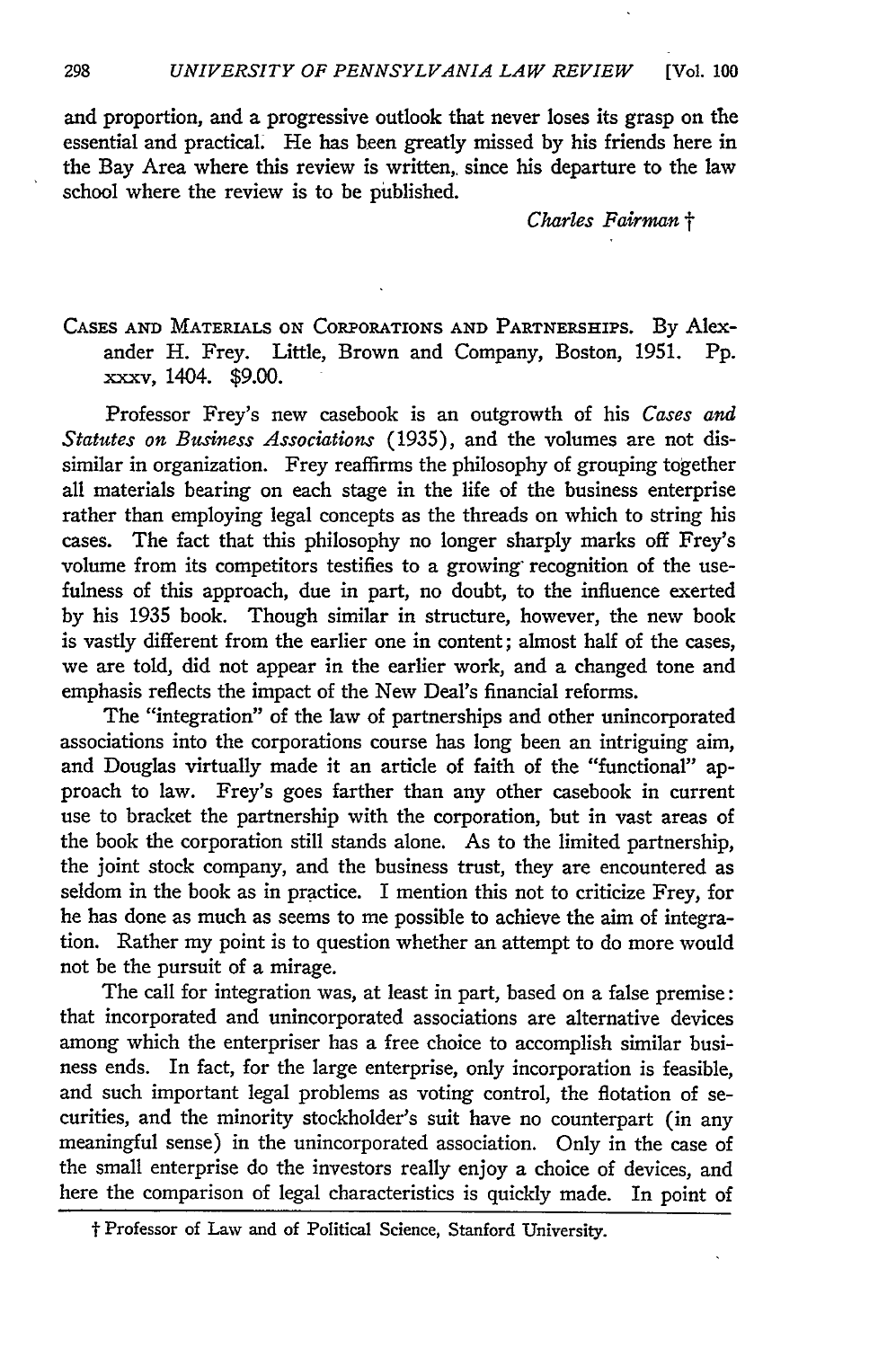and proportion, and a progressive outlook that never loses its grasp on the essential and practical. He has been greatly missed by his friends here in the Bay Area where this review is written, since his departure to the law school where the review is to be published.

*Charles Fairman* †

CASES AND MATERIALS ON CORPORATIONS AND PARTNERSHIPS. By Alexander H. Frey. Little, Brown and Company, Boston, 1951. Pp. xxxv, 1404. $9.00.

Professor Frey's new casebook is an outgrowth of his *Cases and Statutes on Business Associations* (1935), and the volumes are not dissimilar in organization. Frey reaffirms the philosophy of grouping together all materials bearing on each stage in the life of the business enterprise rather than employing legal concepts as the threads on which to string his cases. The fact that this philosophy no longer sharply marks off Frey's volume from its competitors testifies to a growing recognition of the usefulness of this approach, due in part, no doubt, to the influence exerted by his 1935 book. Though similar in structure, however, the new book is vastly different from the earlier one in content; almost half of the cases, we are told, did not appear in the earlier work, and a changed tone and emphasis reflects the impact of the New Deal's financial reforms.

The "integration" of the law of partnerships and other unincorporated associations into the corporations course has long been an intriguing aim, and Douglas virtually made it an article of faith of the "functional" approach to law. Frey's goes farther than any other casebook in current use to bracket the partnership with the corporation, but in vast areas of the book the corporation still stands alone. As to the limited partnership, the joint stock company, and the business trust, they are encountered as seldom in the book as in practice. I mention this not to criticize Frey, for he has done as much as seems to me possible to achieve the aim of integration. Rather my point is to question whether an attempt to do more would not be the pursuit of a mirage.

The call for integration was, at least in part, based on a false premise: that incorporated and unincorporated associations are alternative devices among which the enterpriser has a free choice to accomplish similar business ends. In fact, for the large enterprise, only incorporation is feasible, and such important legal problems as voting control, the flotation of securities, and the minority stockholder's suit have no counterpart (in any meaningful sense) in the unincorporated association. Only in the case of the small enterprise do the investors really enjoy a choice of devices, and here the comparison of legal characteristics is quickly made. In point of

† Professor of Law and of Political Science, Stanford University.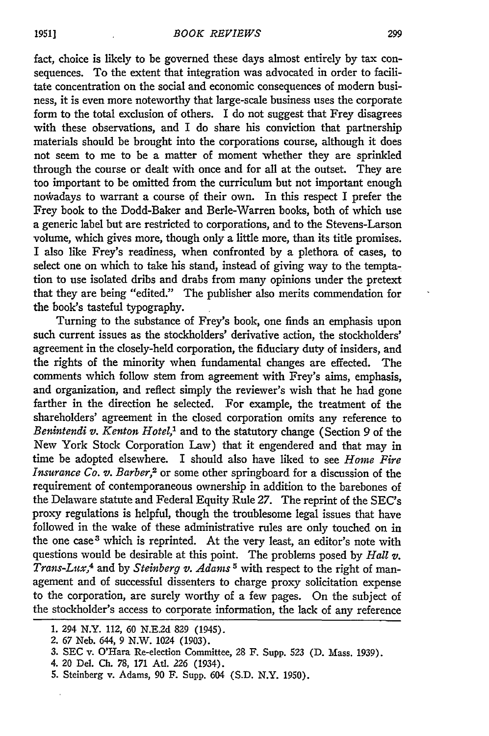fact, choice is likely to be governed these days almost entirely by tax consequences. To the extent that integration was advocated in order to facilitate concentration on the social and economic consequences of modern business, it is even more noteworthy that large-scale business uses the corporate form to the total exclusion of others. I do not suggest that Frey disagrees with these observations, and I do share his conviction that partnership materials should be brought into the corporations course, although it does not seem to me to be a matter of moment whether they are sprinkled through the course or dealt with once and for all at the outset. They are too important to be omitted from the curriculum but not important enough nowadays to warrant a course of their own. In this respect I prefer the Frey book to the Dodd-Baker and Berle-Warren books, both of which use a generic label but are restricted to corporations, and to the Stevens-Larson volume, which gives more, though only a little more, than its title promises. I also like Frey's readiness, when confronted by a plethora of cases, to select one on which to take his stand, instead of giving way to the temptation to use isolated dribs and drabs from many opinions under the pretext that they are being "edited." The publisher also merits commendation for the book's tasteful typography.

Turning to the substance of Frey's book, one finds an emphasis upon such current issues as the stockholders' derivative action, the stockholders' agreement in the closely-held corporation, the fiduciary duty of insiders, and the rights of the minority when fundamental changes are effected. The comments which follow stem from agreement with Frey's aims, emphasis, and organization, and reflect simply the reviewer's wish that he had gone farther in the direction he selected. For example, the treatment of the shareholders' agreement in the closed corporation omits any reference to *Benintendi v. Kenton Hotel*,[1] and to the statutory change (Section 9 of the New York Stock Corporation Law) that it engendered and that may in time be adopted elsewhere. I should also have liked to see *Home Fire Insurance Co. v. Barber*,[2] or some other springboard for a discussion of the requirement of contemporaneous ownership in addition to the barebones of the Delaware statute and Federal Equity Rule 27. The reprint of the SEC's proxy regulations is helpful, though the troublesome legal issues that have followed in the wake of these administrative rules are only touched on in the one case[3] which is reprinted. At the very least, an editor's note with questions would be desirable at this point. The problems posed by *Hall v. Trans-Lux*,[4] and by *Steinberg v. Adams*[5] with respect to the right of management and of successful dissenters to charge proxy solicitation expense to the corporation, are surely worthy of a few pages. On the subject of the stockholder's access to corporate information, the lack of any reference

1. 294 N.Y. 112, 60 N.E.2d 829 (1945).
2. 67 Neb. 644, 9 N.W. 1024 (1903).
3. SEC v. O'Hara Re-election Committee, 28 F. Supp. 523 (D. Mass. 1939).
4. 20 Del. Ch. 78, 171 Atl. 226 (1934).
5. Steinberg v. Adams, 90 F. Supp. 604 (S.D. N.Y. 1950).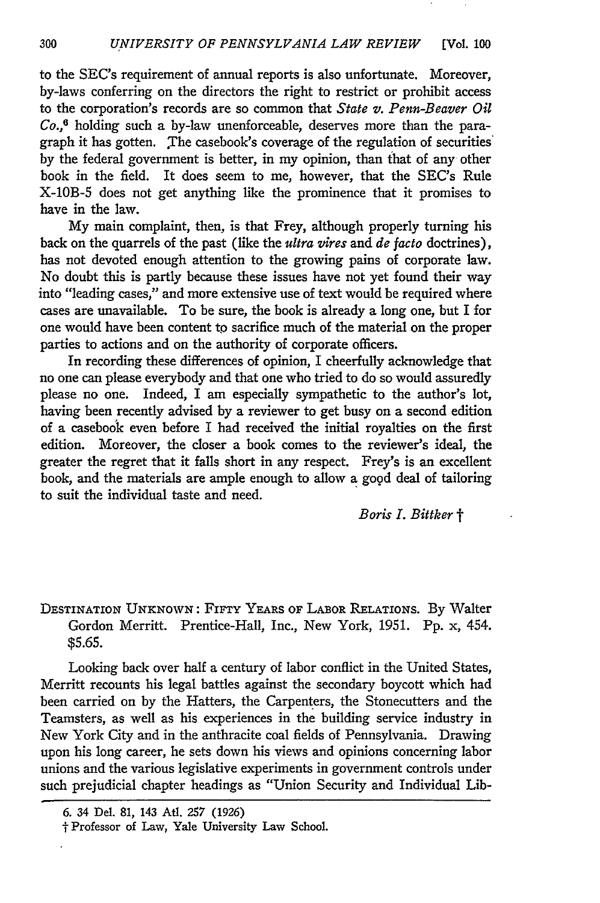to the SEC's requirement of annual reports is also unfortunate. Moreover, by-laws conferring on the directors the right to restrict or prohibit access to the corporation's records are so common that *State v. Penn-Beaver Oil Co.*,[6] holding such a by-law unenforceable, deserves more than the paragraph it has gotten. The casebook's coverage of the regulation of securities by the federal government is better, in my opinion, than that of any other book in the field. It does seem to me, however, that the SEC's Rule X-10B-5 does not get anything like the prominence that it promises to have in the law.

My main complaint, then, is that Frey, although properly turning his back on the quarrels of the past (like the *ultra vires* and *de facto* doctrines), has not devoted enough attention to the growing pains of corporate law. No doubt this is partly because these issues have not yet found their way into "leading cases," and more extensive use of text would be required where cases are unavailable. To be sure, the book is already a long one, but I for one would have been content to sacrifice much of the material on the proper parties to actions and on the authority of corporate officers.

In recording these differences of opinion, I cheerfully acknowledge that no one can please everybody and that one who tried to do so would assuredly please no one. Indeed, I am especially sympathetic to the author's lot, having been recently advised by a reviewer to get busy on a second edition of a casebook even before I had received the initial royalties on the first edition. Moreover, the closer a book comes to the reviewer's ideal, the greater the regret that it falls short in any respect. Frey's is an excellent book, and the materials are ample enough to allow a good deal of tailoring to suit the individual taste and need.

*Boris I. Bittker* †

DESTINATION UNKNOWN: FIFTY YEARS OF LABOR RELATIONS. By Walter Gordon Merritt. Prentice-Hall, Inc., New York, 1951. Pp. x, 454. $5.65.

Looking back over half a century of labor conflict in the United States, Merritt recounts his legal battles against the secondary boycott which had been carried on by the Hatters, the Carpenters, the Stonecutters and the Teamsters, as well as his experiences in the building service industry in New York City and in the anthracite coal fields of Pennsylvania. Drawing upon his long career, he sets down his views and opinions concerning labor unions and the various legislative experiments in government controls under such prejudicial chapter headings as "Union Security and Individual Lib-

6. 34 Del. 81, 143 Atl. 257 (1926)

† Professor of Law, Yale University Law School.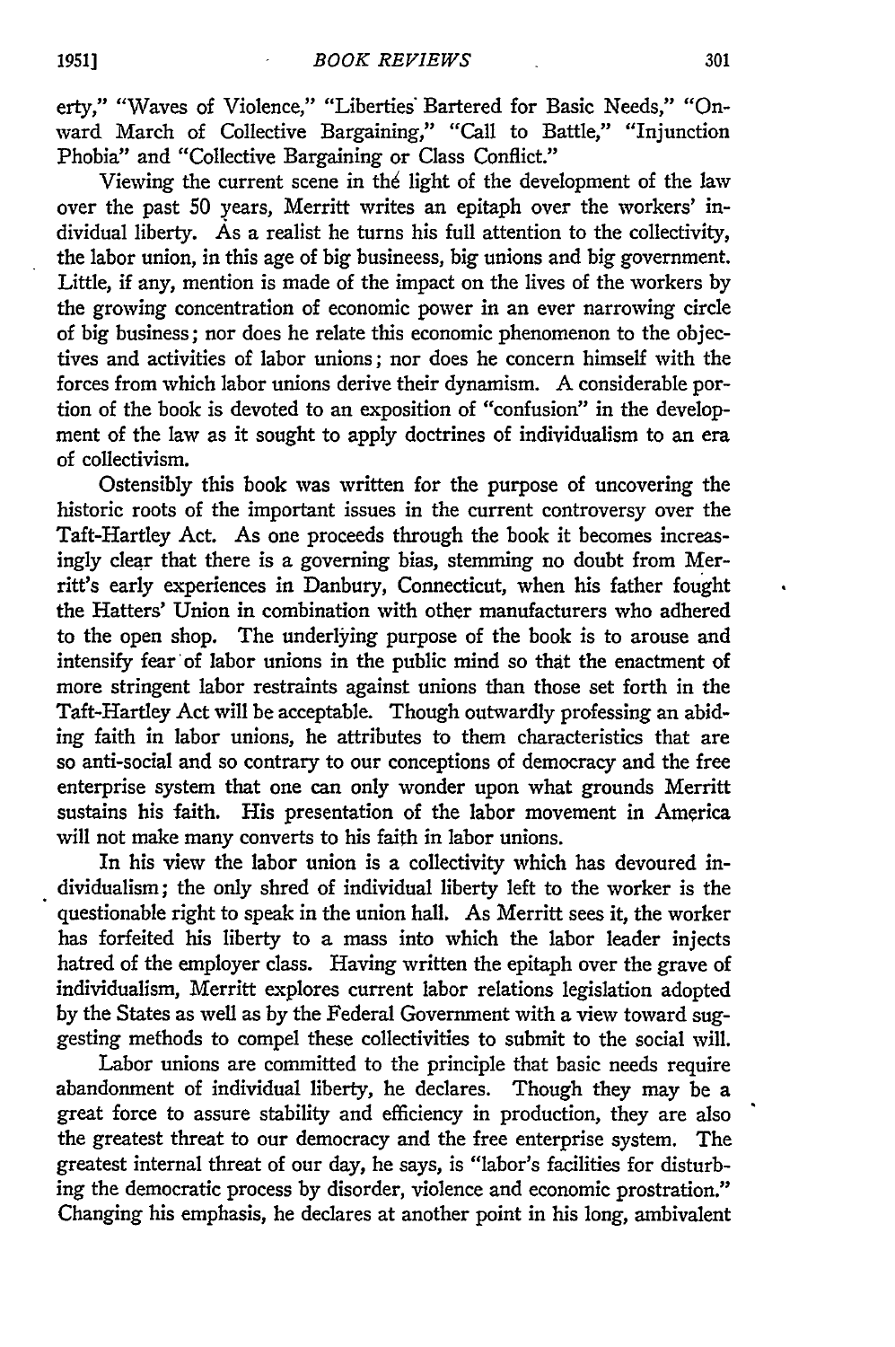erty," "Waves of Violence," "Liberties Bartered for Basic Needs," "Onward March of Collective Bargaining," "Call to Battle," "Injunction Phobia" and "Collective Bargaining or Class Conflict."

Viewing the current scene in the light of the development of the law over the past 50 years, Merritt writes an epitaph over the workers' individual liberty. As a realist he turns his full attention to the collectivity, the labor union, in this age of big busineess, big unions and big government. Little, if any, mention is made of the impact on the lives of the workers by the growing concentration of economic power in an ever narrowing circle of big business; nor does he relate this economic phenomenon to the objectives and activities of labor unions; nor does he concern himself with the forces from which labor unions derive their dynamism. A considerable portion of the book is devoted to an exposition of "confusion" in the development of the law as it sought to apply doctrines of individualism to an era of collectivism.

Ostensibly this book was written for the purpose of uncovering the historic roots of the important issues in the current controversy over the Taft-Hartley Act. As one proceeds through the book it becomes increasingly clear that there is a governing bias, stemming no doubt from Merritt's early experiences in Danbury, Connecticut, when his father fought the Hatters' Union in combination with other manufacturers who adhered to the open shop. The underlying purpose of the book is to arouse and intensify fear of labor unions in the public mind so that the enactment of more stringent labor restraints against unions than those set forth in the Taft-Hartley Act will be acceptable. Though outwardly professing an abiding faith in labor unions, he attributes to them characteristics that are so anti-social and so contrary to our conceptions of democracy and the free enterprise system that one can only wonder upon what grounds Merritt sustains his faith. His presentation of the labor movement in America will not make many converts to his faith in labor unions.

In his view the labor union is a collectivity which has devoured individualism; the only shred of individual liberty left to the worker is the questionable right to speak in the union hall. As Merritt sees it, the worker has forfeited his liberty to a mass into which the labor leader injects hatred of the employer class. Having written the epitaph over the grave of individualism, Merritt explores current labor relations legislation adopted by the States as well as by the Federal Government with a view toward suggesting methods to compel these collectivities to submit to the social will.

Labor unions are committed to the principle that basic needs require abandonment of individual liberty, he declares. Though they may be a great force to assure stability and efficiency in production, they are also the greatest threat to our democracy and the free enterprise system. The greatest internal threat of our day, he says, is "labor's facilities for disturbing the democratic process by disorder, violence and economic prostration." Changing his emphasis, he declares at another point in his long, ambivalent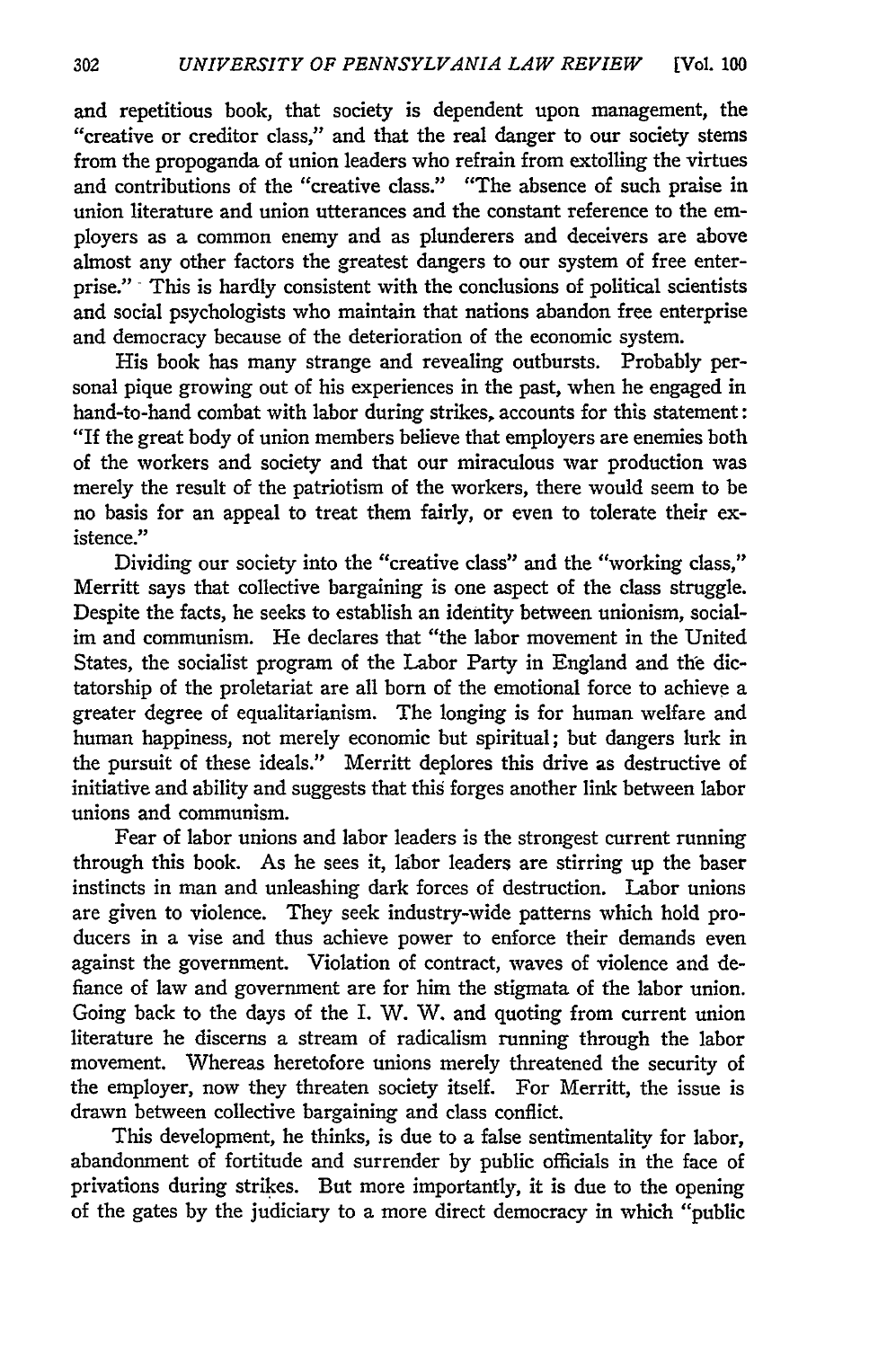and repetitious book, that society is dependent upon management, the "creative or creditor class," and that the real danger to our society stems from the propoganda of union leaders who refrain from extolling the virtues and contributions of the "creative class." "The absence of such praise in union literature and union utterances and the constant reference to the employers as a common enemy and as plunderers and deceivers are above almost any other factors the greatest dangers to our system of free enterprise." This is hardly consistent with the conclusions of political scientists and social psychologists who maintain that nations abandon free enterprise and democracy because of the deterioration of the economic system.

His book has many strange and revealing outbursts. Probably personal pique growing out of his experiences in the past, when he engaged in hand-to-hand combat with labor during strikes, accounts for this statement: "If the great body of union members believe that employers are enemies both of the workers and society and that our miraculous war production was merely the result of the patriotism of the workers, there would seem to be no basis for an appeal to treat them fairly, or even to tolerate their existence."

Dividing our society into the "creative class" and the "working class," Merritt says that collective bargaining is one aspect of the class struggle. Despite the facts, he seeks to establish an identity between unionism, socialim and communism. He declares that "the labor movement in the United States, the socialist program of the Labor Party in England and the dictatorship of the proletariat are all born of the emotional force to achieve a greater degree of equalitarianism. The longing is for human welfare and human happiness, not merely economic but spiritual; but dangers lurk in the pursuit of these ideals." Merritt deplores this drive as destructive of initiative and ability and suggests that this forges another link between labor unions and communism.

Fear of labor unions and labor leaders is the strongest current running through this book. As he sees it, labor leaders are stirring up the baser instincts in man and unleashing dark forces of destruction. Labor unions are given to violence. They seek industry-wide patterns which hold producers in a vise and thus achieve power to enforce their demands even against the government. Violation of contract, waves of violence and defiance of law and government are for him the stigmata of the labor union. Going back to the days of the I. W. W. and quoting from current union literature he discerns a stream of radicalism running through the labor movement. Whereas heretofore unions merely threatened the security of the employer, now they threaten society itself. For Merritt, the issue is drawn between collective bargaining and class conflict.

This development, he thinks, is due to a false sentimentality for labor, abandonment of fortitude and surrender by public officials in the face of privations during strikes. But more importantly, it is due to the opening of the gates by the judiciary to a more direct democracy in which "public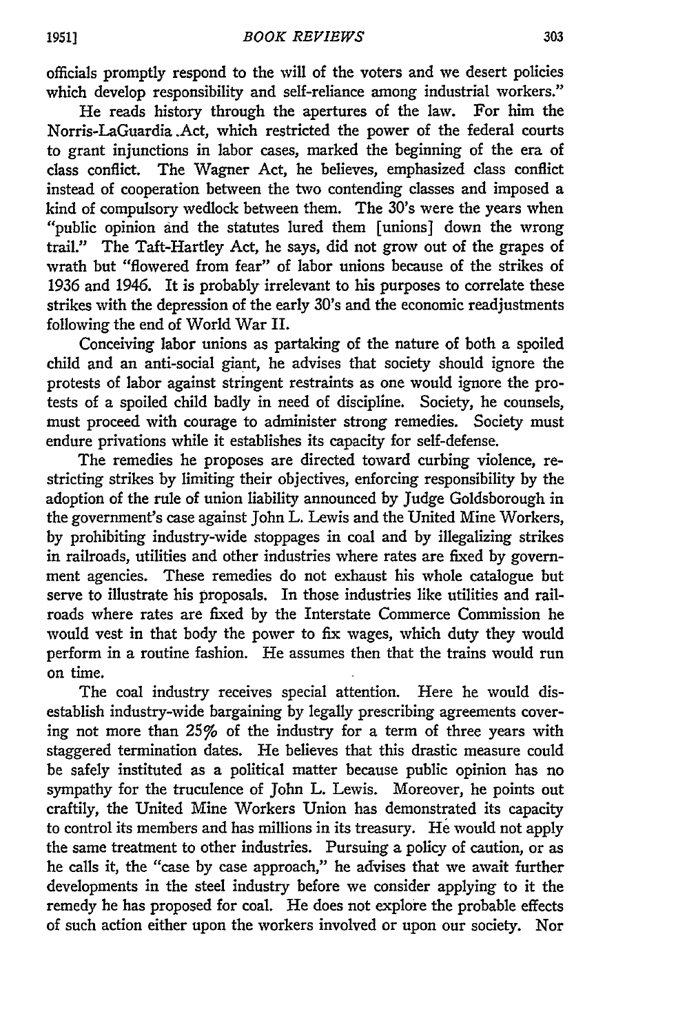officials promptly respond to the will of the voters and we desert policies which develop responsibility and self-reliance among industrial workers."

He reads history through the apertures of the law. For him the Norris-LaGuardia Act, which restricted the power of the federal courts to grant injunctions in labor cases, marked the beginning of the era of class conflict. The Wagner Act, he believes, emphasized class conflict instead of cooperation between the two contending classes and imposed a kind of compulsory wedlock between them. The 30's were the years when "public opinion and the statutes lured them [unions] down the wrong trail." The Taft-Hartley Act, he says, did not grow out of the grapes of wrath but "flowered from fear" of labor unions because of the strikes of 1936 and 1946. It is probably irrelevant to his purposes to correlate these strikes with the depression of the early 30's and the economic readjustments following the end of World War II.

Conceiving labor unions as partaking of the nature of both a spoiled child and an anti-social giant, he advises that society should ignore the protests of labor against stringent restraints as one would ignore the protests of a spoiled child badly in need of discipline. Society, he counsels, must proceed with courage to administer strong remedies. Society must endure privations while it establishes its capacity for self-defense.

The remedies he proposes are directed toward curbing violence, restricting strikes by limiting their objectives, enforcing responsibility by the adoption of the rule of union liability announced by Judge Goldsborough in the government's case against John L. Lewis and the United Mine Workers, by prohibiting industry-wide stoppages in coal and by illegalizing strikes in railroads, utilities and other industries where rates are fixed by government agencies. These remedies do not exhaust his whole catalogue but serve to illustrate his proposals. In those industries like utilities and railroads where rates are fixed by the Interstate Commerce Commission he would vest in that body the power to fix wages, which duty they would perform in a routine fashion. He assumes then that the trains would run on time.

The coal industry receives special attention. Here he would disestablish industry-wide bargaining by legally prescribing agreements covering not more than 25% of the industry for a term of three years with staggered termination dates. He believes that this drastic measure could be safely instituted as a political matter because public opinion has no sympathy for the truculence of John L. Lewis. Moreover, he points out craftily, the United Mine Workers Union has demonstrated its capacity to control its members and has millions in its treasury. He would not apply the same treatment to other industries. Pursuing a policy of caution, or as he calls it, the "case by case approach," he advises that we await further developments in the steel industry before we consider applying to it the remedy he has proposed for coal. He does not explore the probable effects of such action either upon the workers involved or upon our society. Nor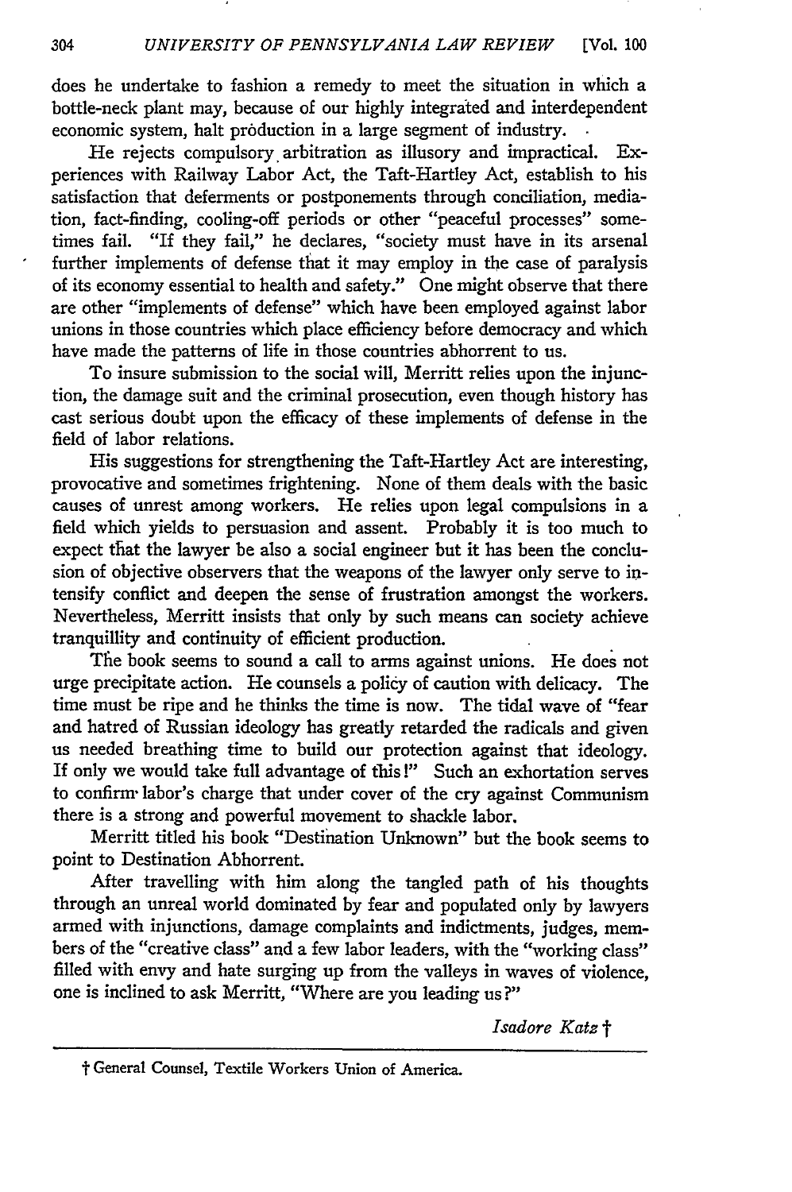does he undertake to fashion a remedy to meet the situation in which a bottle-neck plant may, because of our highly integrated and interdependent economic system, halt production in a large segment of industry.

He rejects compulsory arbitration as illusory and impractical. Experiences with Railway Labor Act, the Taft-Hartley Act, establish to his satisfaction that deferments or postponements through conciliation, mediation, fact-finding, cooling-off periods or other "peaceful processes" sometimes fail. "If they fail," he declares, "society must have in its arsenal further implements of defense that it may employ in the case of paralysis of its economy essential to health and safety." One might observe that there are other "implements of defense" which have been employed against labor unions in those countries which place efficiency before democracy and which have made the patterns of life in those countries abhorrent to us.

To insure submission to the social will, Merritt relies upon the injunction, the damage suit and the criminal prosecution, even though history has cast serious doubt upon the efficacy of these implements of defense in the field of labor relations.

His suggestions for strengthening the Taft-Hartley Act are interesting, provocative and sometimes frightening. None of them deals with the basic causes of unrest among workers. He relies upon legal compulsions in a field which yields to persuasion and assent. Probably it is too much to expect that the lawyer be also a social engineer but it has been the conclusion of objective observers that the weapons of the lawyer only serve to intensify conflict and deepen the sense of frustration amongst the workers. Nevertheless, Merritt insists that only by such means can society achieve tranquillity and continuity of efficient production.

The book seems to sound a call to arms against unions. He does not urge precipitate action. He counsels a policy of caution with delicacy. The time must be ripe and he thinks the time is now. The tidal wave of "fear and hatred of Russian ideology has greatly retarded the radicals and given us needed breathing time to build our protection against that ideology. If only we would take full advantage of this!" Such an exhortation serves to confirm labor's charge that under cover of the cry against Communism there is a strong and powerful movement to shackle labor.

Merritt titled his book "Destination Unknown" but the book seems to point to Destination Abhorrent.

After travelling with him along the tangled path of his thoughts through an unreal world dominated by fear and populated only by lawyers armed with injunctions, damage complaints and indictments, judges, members of the "creative class" and a few labor leaders, with the "working class" filled with envy and hate surging up from the valleys in waves of violence, one is inclined to ask Merritt, "Where are you leading us?"

*Isadore Katz* †

† General Counsel, Textile Workers Union of America.